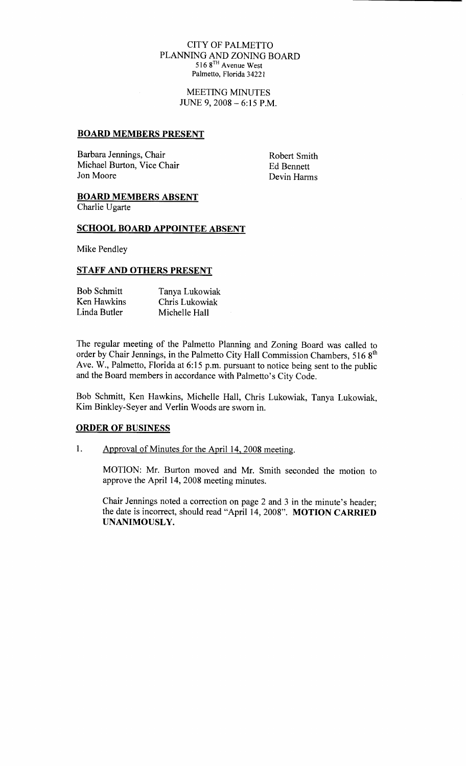CITY OF PALMETTO
PLANNING AND ZONING BOARD
516 8[TH] Avenue West
Palmetto, Florida 34221

MEETING MINUTES
JUNE 9, 2008 – 6:15 P.M.

## BOARD MEMBERS PRESENT

| | |
|---|---|
| Barbara Jennings, Chair | Robert Smith |
| Michael Burton, Vice Chair | Ed Bennett |
| Jon Moore | Devin Harms |

## BOARD MEMBERS ABSENT

Charlie Ugarte

## SCHOOL BOARD APPOINTEE ABSENT

Mike Pendley

## STAFF AND OTHERS PRESENT

| | |
|---|---|
| Bob Schmitt | Tanya Lukowiak |
| Ken Hawkins | Chris Lukowiak |
| Linda Butler | Michelle Hall |

The regular meeting of the Palmetto Planning and Zoning Board was called to order by Chair Jennings, in the Palmetto City Hall Commission Chambers, 516 8[th] Ave. W., Palmetto, Florida at 6:15 p.m. pursuant to notice being sent to the public and the Board members in accordance with Palmetto's City Code.

Bob Schmitt, Ken Hawkins, Michelle Hall, Chris Lukowiak, Tanya Lukowiak, Kim Binkley-Seyer and Verlin Woods are sworn in.

## ORDER OF BUSINESS

1. Approval of Minutes for the April 14, 2008 meeting.

   MOTION: Mr. Burton moved and Mr. Smith seconded the motion to approve the April 14, 2008 meeting minutes.

   Chair Jennings noted a correction on page 2 and 3 in the minute's header; the date is incorrect, should read "April 14, 2008". **MOTION CARRIED UNANIMOUSLY.**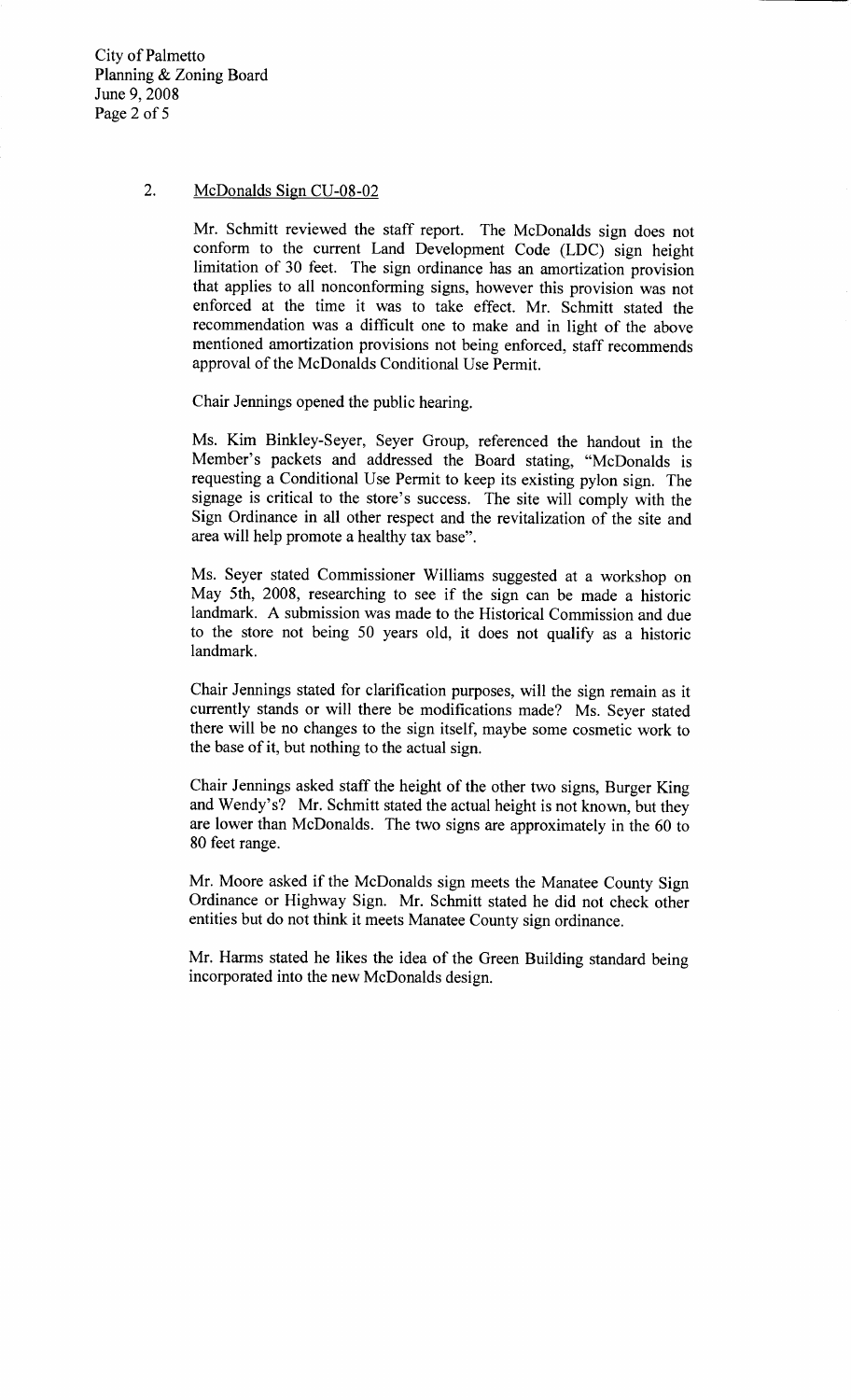2. <u>McDonalds Sign CU-08-02</u>

Mr. Schmitt reviewed the staff report. The McDonalds sign does not conform to the current Land Development Code (LDC) sign height limitation of 30 feet. The sign ordinance has an amortization provision that applies to all nonconforming signs, however this provision was not enforced at the time it was to take effect. Mr. Schmitt stated the recommendation was a difficult one to make and in light of the above mentioned amortization provisions not being enforced, staff recommends approval of the McDonalds Conditional Use Permit.

Chair Jennings opened the public hearing.

Ms. Kim Binkley-Seyer, Seyer Group, referenced the handout in the Member's packets and addressed the Board stating, "McDonalds is requesting a Conditional Use Permit to keep its existing pylon sign. The signage is critical to the store's success. The site will comply with the Sign Ordinance in all other respect and the revitalization of the site and area will help promote a healthy tax base".

Ms. Seyer stated Commissioner Williams suggested at a workshop on May 5th, 2008, researching to see if the sign can be made a historic landmark. A submission was made to the Historical Commission and due to the store not being 50 years old, it does not qualify as a historic landmark.

Chair Jennings stated for clarification purposes, will the sign remain as it currently stands or will there be modifications made? Ms. Seyer stated there will be no changes to the sign itself, maybe some cosmetic work to the base of it, but nothing to the actual sign.

Chair Jennings asked staff the height of the other two signs, Burger King and Wendy's? Mr. Schmitt stated the actual height is not known, but they are lower than McDonalds. The two signs are approximately in the 60 to 80 feet range.

Mr. Moore asked if the McDonalds sign meets the Manatee County Sign Ordinance or Highway Sign. Mr. Schmitt stated he did not check other entities but do not think it meets Manatee County sign ordinance.

Mr. Harms stated he likes the idea of the Green Building standard being incorporated into the new McDonalds design.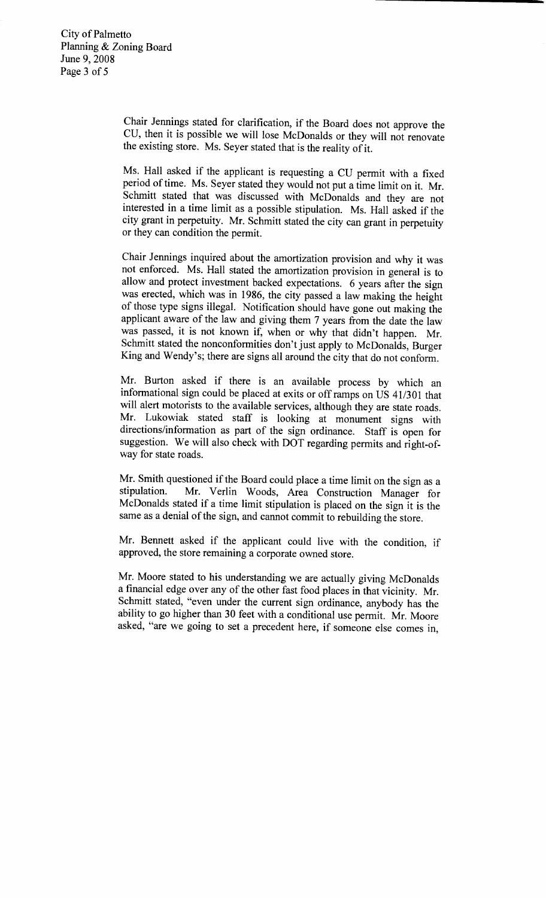Chair Jennings stated for clarification, if the Board does not approve the CU, then it is possible we will lose McDonalds or they will not renovate the existing store. Ms. Seyer stated that is the reality of it.

Ms. Hall asked if the applicant is requesting a CU permit with a fixed period of time. Ms. Seyer stated they would not put a time limit on it. Mr. Schmitt stated that was discussed with McDonalds and they are not interested in a time limit as a possible stipulation. Ms. Hall asked if the city grant in perpetuity. Mr. Schmitt stated the city can grant in perpetuity or they can condition the permit.

Chair Jennings inquired about the amortization provision and why it was not enforced. Ms. Hall stated the amortization provision in general is to allow and protect investment backed expectations. 6 years after the sign was erected, which was in 1986, the city passed a law making the height of those type signs illegal. Notification should have gone out making the applicant aware of the law and giving them 7 years from the date the law was passed, it is not known if, when or why that didn't happen. Mr. Schmitt stated the nonconformities don't just apply to McDonalds, Burger King and Wendy's; there are signs all around the city that do not conform.

Mr. Burton asked if there is an available process by which an informational sign could be placed at exits or off ramps on US 41/301 that will alert motorists to the available services, although they are state roads. Mr. Lukowiak stated staff is looking at monument signs with directions/information as part of the sign ordinance. Staff is open for suggestion. We will also check with DOT regarding permits and right-of-way for state roads.

Mr. Smith questioned if the Board could place a time limit on the sign as a stipulation. Mr. Verlin Woods, Area Construction Manager for McDonalds stated if a time limit stipulation is placed on the sign it is the same as a denial of the sign, and cannot commit to rebuilding the store.

Mr. Bennett asked if the applicant could live with the condition, if approved, the store remaining a corporate owned store.

Mr. Moore stated to his understanding we are actually giving McDonalds a financial edge over any of the other fast food places in that vicinity. Mr. Schmitt stated, "even under the current sign ordinance, anybody has the ability to go higher than 30 feet with a conditional use permit. Mr. Moore asked, "are we going to set a precedent here, if someone else comes in,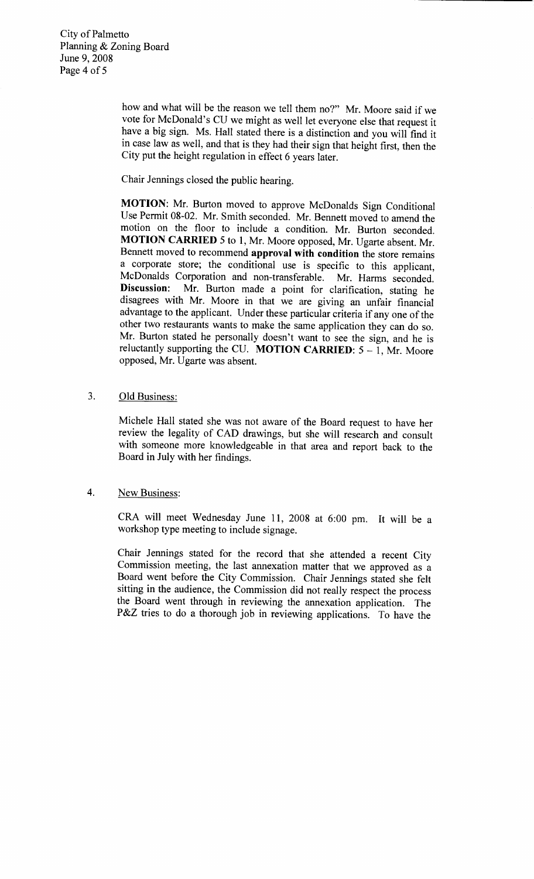how and what will be the reason we tell them no?" Mr. Moore said if we vote for McDonald's CU we might as well let everyone else that request it have a big sign. Ms. Hall stated there is a distinction and you will find it in case law as well, and that is they had their sign that height first, then the City put the height regulation in effect 6 years later.

Chair Jennings closed the public hearing.

**MOTION**: Mr. Burton moved to approve McDonalds Sign Conditional Use Permit 08-02. Mr. Smith seconded. Mr. Bennett moved to amend the motion on the floor to include a condition. Mr. Burton seconded. **MOTION CARRIED** 5 to 1, Mr. Moore opposed, Mr. Ugarte absent. Mr. Bennett moved to recommend **approval with condition** the store remains a corporate store; the conditional use is specific to this applicant, McDonalds Corporation and non-transferable. Mr. Harms seconded. **Discussion**: Mr. Burton made a point for clarification, stating he disagrees with Mr. Moore in that we are giving an unfair financial advantage to the applicant. Under these particular criteria if any one of the other two restaurants wants to make the same application they can do so. Mr. Burton stated he personally doesn't want to see the sign, and he is reluctantly supporting the CU. **MOTION CARRIED**: 5 – 1, Mr. Moore opposed, Mr. Ugarte was absent.

3. Old Business:

Michele Hall stated she was not aware of the Board request to have her review the legality of CAD drawings, but she will research and consult with someone more knowledgeable in that area and report back to the Board in July with her findings.

4. New Business:

CRA will meet Wednesday June 11, 2008 at 6:00 pm. It will be a workshop type meeting to include signage.

Chair Jennings stated for the record that she attended a recent City Commission meeting, the last annexation matter that we approved as a Board went before the City Commission. Chair Jennings stated she felt sitting in the audience, the Commission did not really respect the process the Board went through in reviewing the annexation application. The P&Z tries to do a thorough job in reviewing applications. To have the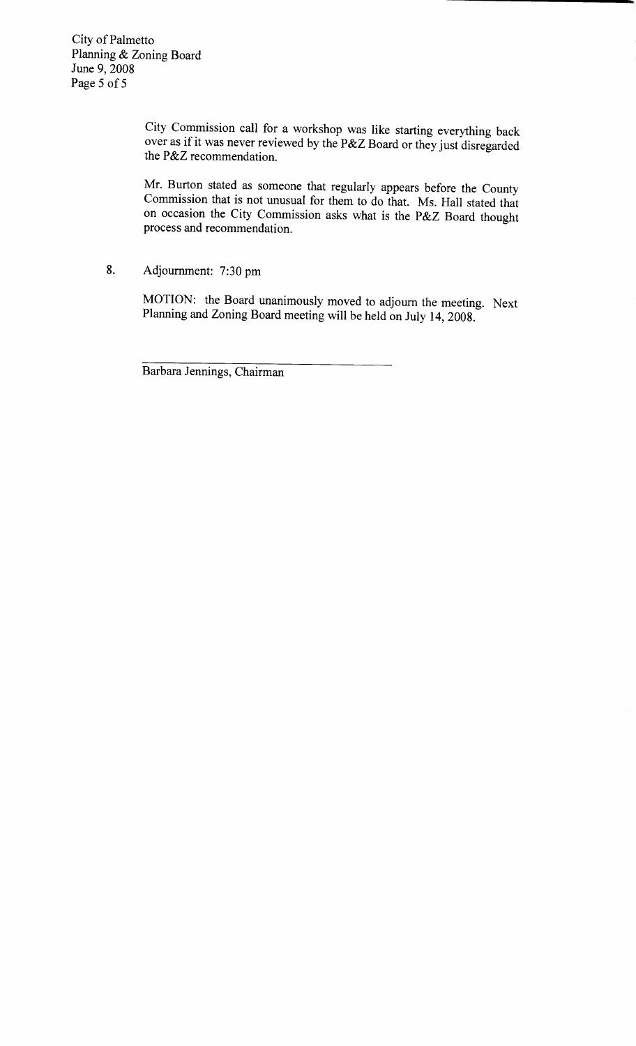City Commission call for a workshop was like starting everything back over as if it was never reviewed by the P&Z Board or they just disregarded the P&Z recommendation.

Mr. Burton stated as someone that regularly appears before the County Commission that is not unusual for them to do that. Ms. Hall stated that on occasion the City Commission asks what is the P&Z Board thought process and recommendation.

8. Adjournment: 7:30 pm

MOTION: the Board unanimously moved to adjourn the meeting. Next Planning and Zoning Board meeting will be held on July 14, 2008.

______________________________

Barbara Jennings, Chairman